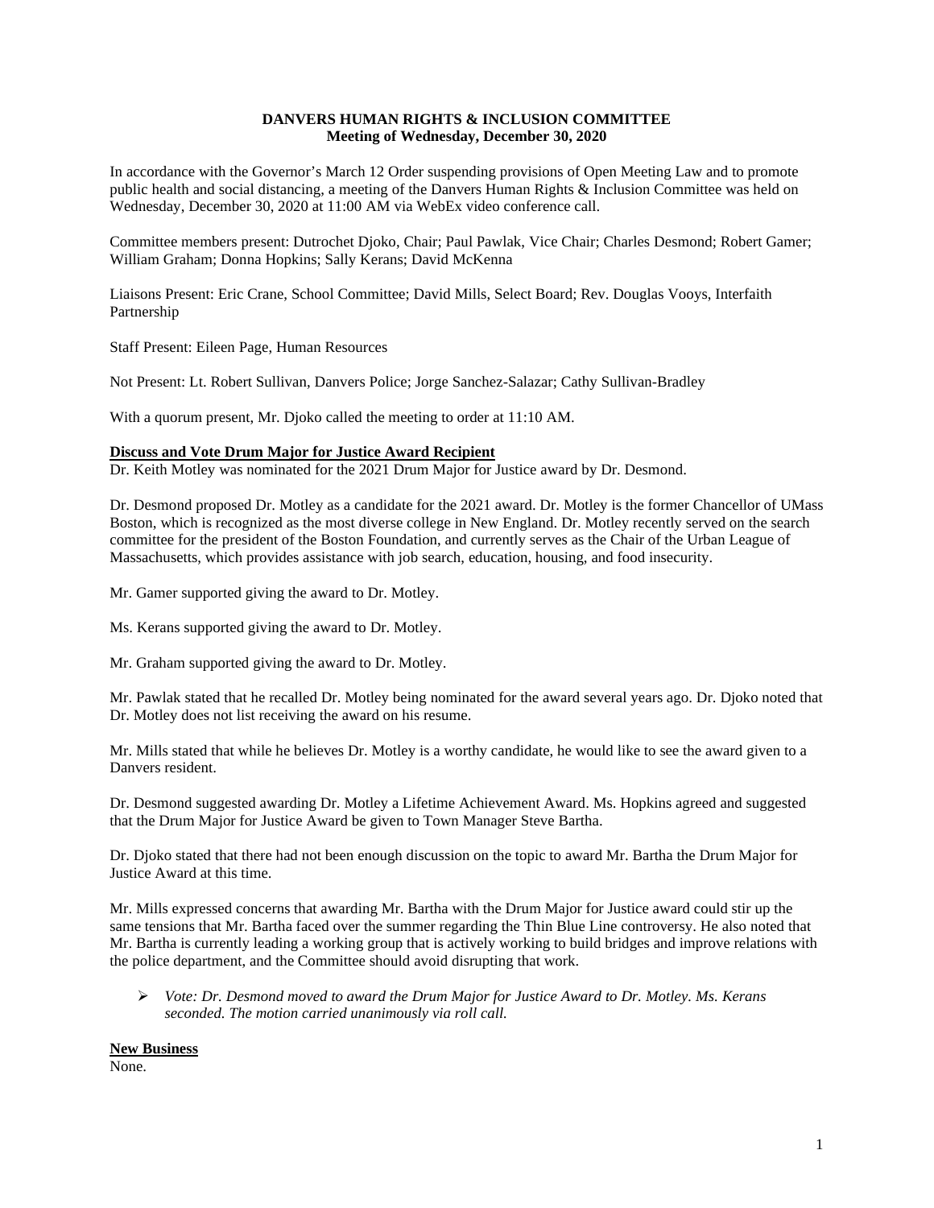**DANVERS HUMAN RIGHTS & INCLUSION COMMITTEE**
**Meeting of Wednesday, December 30, 2020**

In accordance with the Governor's March 12 Order suspending provisions of Open Meeting Law and to promote public health and social distancing, a meeting of the Danvers Human Rights & Inclusion Committee was held on Wednesday, December 30, 2020 at 11:00 AM via WebEx video conference call.

Committee members present: Dutrochet Djoko, Chair; Paul Pawlak, Vice Chair; Charles Desmond; Robert Gamer; William Graham; Donna Hopkins; Sally Kerans; David McKenna

Liaisons Present: Eric Crane, School Committee; David Mills, Select Board; Rev. Douglas Vooys, Interfaith Partnership

Staff Present: Eileen Page, Human Resources

Not Present: Lt. Robert Sullivan, Danvers Police; Jorge Sanchez-Salazar; Cathy Sullivan-Bradley

With a quorum present, Mr. Djoko called the meeting to order at 11:10 AM.

**Discuss and Vote Drum Major for Justice Award Recipient**

Dr. Keith Motley was nominated for the 2021 Drum Major for Justice award by Dr. Desmond.

Dr. Desmond proposed Dr. Motley as a candidate for the 2021 award. Dr. Motley is the former Chancellor of UMass Boston, which is recognized as the most diverse college in New England. Dr. Motley recently served on the search committee for the president of the Boston Foundation, and currently serves as the Chair of the Urban League of Massachusetts, which provides assistance with job search, education, housing, and food insecurity.

Mr. Gamer supported giving the award to Dr. Motley.

Ms. Kerans supported giving the award to Dr. Motley.

Mr. Graham supported giving the award to Dr. Motley.

Mr. Pawlak stated that he recalled Dr. Motley being nominated for the award several years ago. Dr. Djoko noted that Dr. Motley does not list receiving the award on his resume.

Mr. Mills stated that while he believes Dr. Motley is a worthy candidate, he would like to see the award given to a Danvers resident.

Dr. Desmond suggested awarding Dr. Motley a Lifetime Achievement Award. Ms. Hopkins agreed and suggested that the Drum Major for Justice Award be given to Town Manager Steve Bartha.

Dr. Djoko stated that there had not been enough discussion on the topic to award Mr. Bartha the Drum Major for Justice Award at this time.

Mr. Mills expressed concerns that awarding Mr. Bartha with the Drum Major for Justice award could stir up the same tensions that Mr. Bartha faced over the summer regarding the Thin Blue Line controversy. He also noted that Mr. Bartha is currently leading a working group that is actively working to build bridges and improve relations with the police department, and the Committee should avoid disrupting that work.

- *Vote: Dr. Desmond moved to award the Drum Major for Justice Award to Dr. Motley. Ms. Kerans seconded. The motion carried unanimously via roll call.*

**New Business**

None.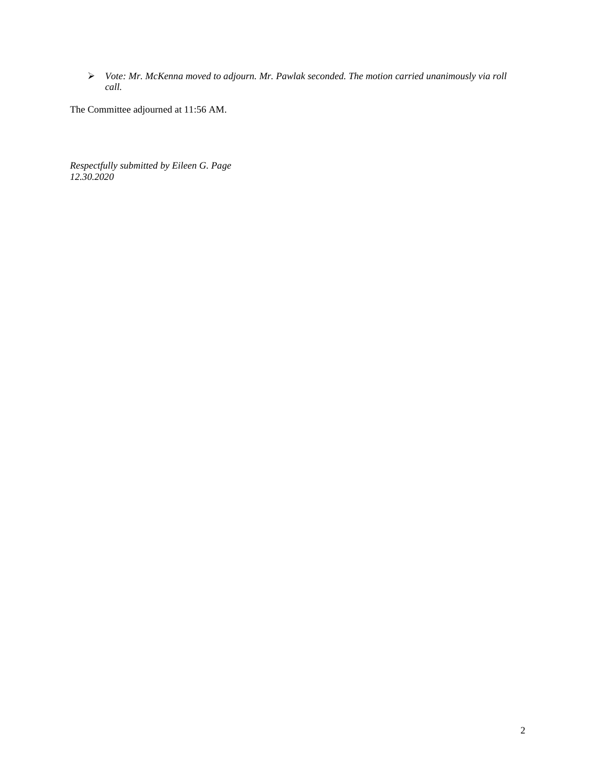- *Vote: Mr. McKenna moved to adjourn. Mr. Pawlak seconded. The motion carried unanimously via roll call.*

The Committee adjourned at 11:56 AM.

*Respectfully submitted by Eileen G. Page*
*12.30.2020*